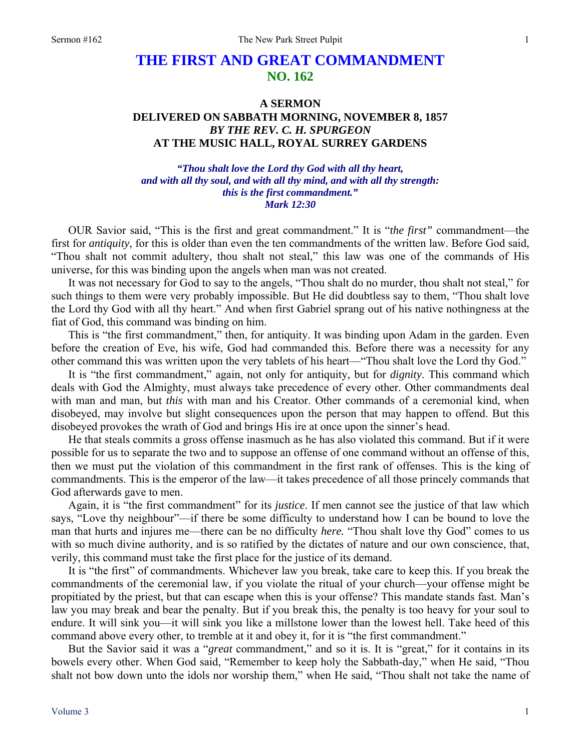# THE FIRST AND GREAT COMMANDMENT
## NO. 162

### A SERMON
### DELIVERED ON SABBATH MORNING, NOVEMBER 8, 1857
### *BY THE REV. C. H. SPURGEON*
### AT THE MUSIC HALL, ROYAL SURREY GARDENS

***"Thou shalt love the Lord thy God with all thy heart, and with all thy soul, and with all thy mind, and with all thy strength: this is the first commandment."***
***Mark 12:30***

OUR Savior said, "This is the first and great commandment." It is "*the first"* commandment—the first for *antiquity*, for this is older than even the ten commandments of the written law. Before God said, "Thou shalt not commit adultery, thou shalt not steal," this law was one of the commands of His universe, for this was binding upon the angels when man was not created.

It was not necessary for God to say to the angels, "Thou shalt do no murder, thou shalt not steal," for such things to them were very probably impossible. But He did doubtless say to them, "Thou shalt love the Lord thy God with all thy heart." And when first Gabriel sprang out of his native nothingness at the fiat of God, this command was binding on him.

This is "the first commandment," then, for antiquity. It was binding upon Adam in the garden. Even before the creation of Eve, his wife, God had commanded this. Before there was a necessity for any other command this was written upon the very tablets of his heart—"Thou shalt love the Lord thy God."

It is "the first commandment," again, not only for antiquity, but for *dignity*. This command which deals with God the Almighty, must always take precedence of every other. Other commandments deal with man and man, but *this* with man and his Creator. Other commands of a ceremonial kind, when disobeyed, may involve but slight consequences upon the person that may happen to offend. But this disobeyed provokes the wrath of God and brings His ire at once upon the sinner's head.

He that steals commits a gross offense inasmuch as he has also violated this command. But if it were possible for us to separate the two and to suppose an offense of one command without an offense of this, then we must put the violation of this commandment in the first rank of offenses. This is the king of commandments. This is the emperor of the law—it takes precedence of all those princely commands that God afterwards gave to men.

Again, it is "the first commandment" for its *justice*. If men cannot see the justice of that law which says, "Love thy neighbour"—if there be some difficulty to understand how I can be bound to love the man that hurts and injures me—there can be no difficulty *here.* "Thou shalt love thy God" comes to us with so much divine authority, and is so ratified by the dictates of nature and our own conscience, that, verily, this command must take the first place for the justice of its demand.

It is "the first" of commandments. Whichever law you break, take care to keep this. If you break the commandments of the ceremonial law, if you violate the ritual of your church—your offense might be propitiated by the priest, but that can escape when this is your offense? This mandate stands fast. Man's law you may break and bear the penalty. But if you break this, the penalty is too heavy for your soul to endure. It will sink you—it will sink you like a millstone lower than the lowest hell. Take heed of this command above every other, to tremble at it and obey it, for it is "the first commandment."

But the Savior said it was a "*great* commandment," and so it is. It is "great," for it contains in its bowels every other. When God said, "Remember to keep holy the Sabbath-day," when He said, "Thou shalt not bow down unto the idols nor worship them," when He said, "Thou shalt not take the name of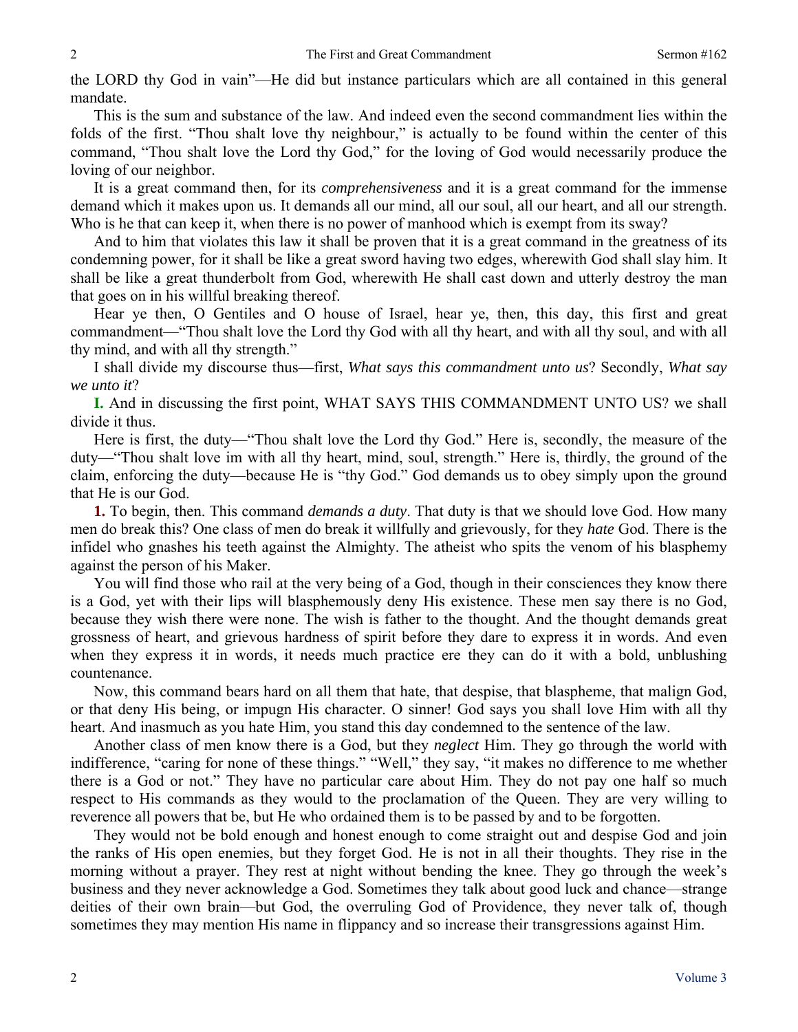the LORD thy God in vain"—He did but instance particulars which are all contained in this general mandate.

This is the sum and substance of the law. And indeed even the second commandment lies within the folds of the first. "Thou shalt love thy neighbour," is actually to be found within the center of this command, "Thou shalt love the Lord thy God," for the loving of God would necessarily produce the loving of our neighbor.

It is a great command then, for its *comprehensiveness* and it is a great command for the immense demand which it makes upon us. It demands all our mind, all our soul, all our heart, and all our strength. Who is he that can keep it, when there is no power of manhood which is exempt from its sway?

And to him that violates this law it shall be proven that it is a great command in the greatness of its condemning power, for it shall be like a great sword having two edges, wherewith God shall slay him. It shall be like a great thunderbolt from God, wherewith He shall cast down and utterly destroy the man that goes on in his willful breaking thereof.

Hear ye then, O Gentiles and O house of Israel, hear ye, then, this day, this first and great commandment—"Thou shalt love the Lord thy God with all thy heart, and with all thy soul, and with all thy mind, and with all thy strength."

I shall divide my discourse thus—first, *What says this commandment unto us*? Secondly, *What say we unto it*?

**I.** And in discussing the first point, WHAT SAYS THIS COMMANDMENT UNTO US? we shall divide it thus.

Here is first, the duty—"Thou shalt love the Lord thy God." Here is, secondly, the measure of the duty—"Thou shalt love im with all thy heart, mind, soul, strength." Here is, thirdly, the ground of the claim, enforcing the duty—because He is "thy God." God demands us to obey simply upon the ground that He is our God.

**1.** To begin, then. This command *demands a duty*. That duty is that we should love God. How many men do break this? One class of men do break it willfully and grievously, for they *hate* God. There is the infidel who gnashes his teeth against the Almighty. The atheist who spits the venom of his blasphemy against the person of his Maker.

You will find those who rail at the very being of a God, though in their consciences they know there is a God, yet with their lips will blasphemously deny His existence. These men say there is no God, because they wish there were none. The wish is father to the thought. And the thought demands great grossness of heart, and grievous hardness of spirit before they dare to express it in words. And even when they express it in words, it needs much practice ere they can do it with a bold, unblushing countenance.

Now, this command bears hard on all them that hate, that despise, that blaspheme, that malign God, or that deny His being, or impugn His character. O sinner! God says you shall love Him with all thy heart. And inasmuch as you hate Him, you stand this day condemned to the sentence of the law.

Another class of men know there is a God, but they *neglect* Him. They go through the world with indifference, "caring for none of these things." "Well," they say, "it makes no difference to me whether there is a God or not." They have no particular care about Him. They do not pay one half so much respect to His commands as they would to the proclamation of the Queen. They are very willing to reverence all powers that be, but He who ordained them is to be passed by and to be forgotten.

They would not be bold enough and honest enough to come straight out and despise God and join the ranks of His open enemies, but they forget God. He is not in all their thoughts. They rise in the morning without a prayer. They rest at night without bending the knee. They go through the week's business and they never acknowledge a God. Sometimes they talk about good luck and chance—strange deities of their own brain—but God, the overruling God of Providence, they never talk of, though sometimes they may mention His name in flippancy and so increase their transgressions against Him.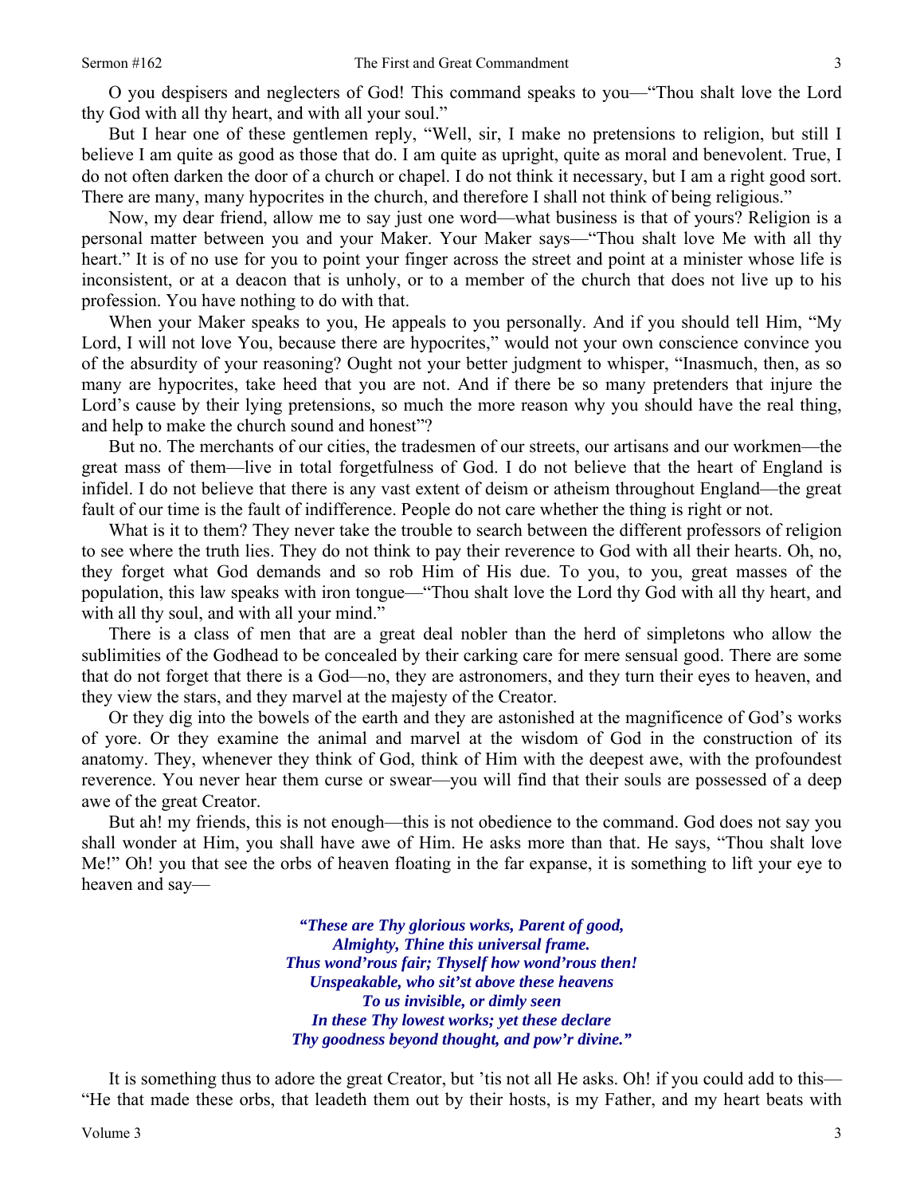O you despisers and neglecters of God! This command speaks to you—"Thou shalt love the Lord thy God with all thy heart, and with all your soul."

But I hear one of these gentlemen reply, "Well, sir, I make no pretensions to religion, but still I believe I am quite as good as those that do. I am quite as upright, quite as moral and benevolent. True, I do not often darken the door of a church or chapel. I do not think it necessary, but I am a right good sort. There are many, many hypocrites in the church, and therefore I shall not think of being religious."

Now, my dear friend, allow me to say just one word—what business is that of yours? Religion is a personal matter between you and your Maker. Your Maker says—"Thou shalt love Me with all thy heart." It is of no use for you to point your finger across the street and point at a minister whose life is inconsistent, or at a deacon that is unholy, or to a member of the church that does not live up to his profession. You have nothing to do with that.

When your Maker speaks to you, He appeals to you personally. And if you should tell Him, "My Lord, I will not love You, because there are hypocrites," would not your own conscience convince you of the absurdity of your reasoning? Ought not your better judgment to whisper, "Inasmuch, then, as so many are hypocrites, take heed that you are not. And if there be so many pretenders that injure the Lord's cause by their lying pretensions, so much the more reason why you should have the real thing, and help to make the church sound and honest"?

But no. The merchants of our cities, the tradesmen of our streets, our artisans and our workmen—the great mass of them—live in total forgetfulness of God. I do not believe that the heart of England is infidel. I do not believe that there is any vast extent of deism or atheism throughout England—the great fault of our time is the fault of indifference. People do not care whether the thing is right or not.

What is it to them? They never take the trouble to search between the different professors of religion to see where the truth lies. They do not think to pay their reverence to God with all their hearts. Oh, no, they forget what God demands and so rob Him of His due. To you, to you, great masses of the population, this law speaks with iron tongue—"Thou shalt love the Lord thy God with all thy heart, and with all thy soul, and with all your mind."

There is a class of men that are a great deal nobler than the herd of simpletons who allow the sublimities of the Godhead to be concealed by their carking care for mere sensual good. There are some that do not forget that there is a God—no, they are astronomers, and they turn their eyes to heaven, and they view the stars, and they marvel at the majesty of the Creator.

Or they dig into the bowels of the earth and they are astonished at the magnificence of God's works of yore. Or they examine the animal and marvel at the wisdom of God in the construction of its anatomy. They, whenever they think of God, think of Him with the deepest awe, with the profoundest reverence. You never hear them curse or swear—you will find that their souls are possessed of a deep awe of the great Creator.

But ah! my friends, this is not enough—this is not obedience to the command. God does not say you shall wonder at Him, you shall have awe of Him. He asks more than that. He says, "Thou shalt love Me!" Oh! you that see the orbs of heaven floating in the far expanse, it is something to lift your eye to heaven and say—

> ***"These are Thy glorious works, Parent of good,***
> ***Almighty, Thine this universal frame.***
> ***Thus wond'rous fair; Thyself how wond'rous then!***
> ***Unspeakable, who sit'st above these heavens***
> ***To us invisible, or dimly seen***
> ***In these Thy lowest works; yet these declare***
> ***Thy goodness beyond thought, and pow'r divine."***

It is something thus to adore the great Creator, but 'tis not all He asks. Oh! if you could add to this—"He that made these orbs, that leadeth them out by their hosts, is my Father, and my heart beats with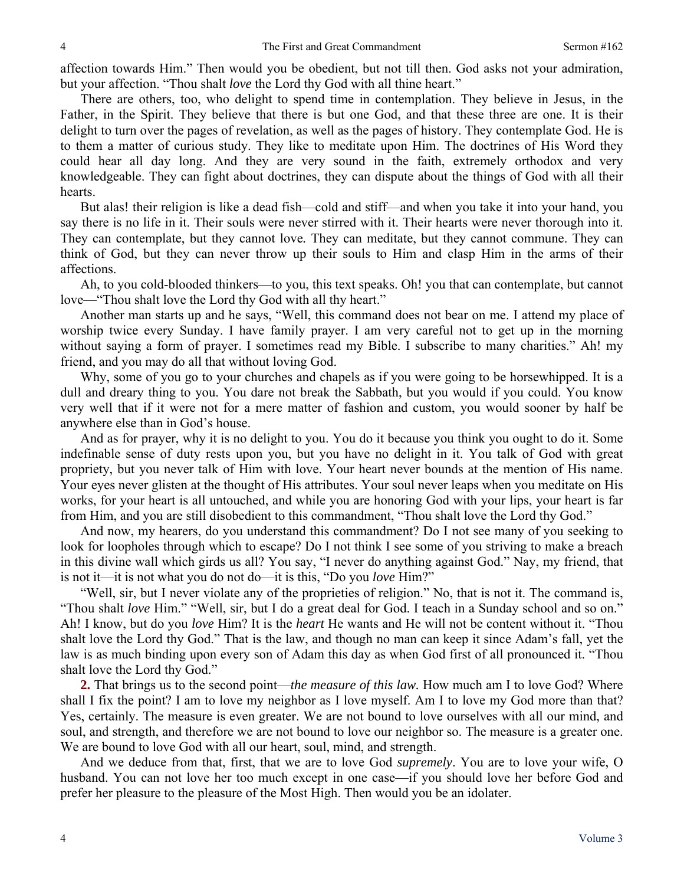affection towards Him." Then would you be obedient, but not till then. God asks not your admiration, but your affection. "Thou shalt *love* the Lord thy God with all thine heart."

There are others, too, who delight to spend time in contemplation. They believe in Jesus, in the Father, in the Spirit. They believe that there is but one God, and that these three are one. It is their delight to turn over the pages of revelation, as well as the pages of history. They contemplate God. He is to them a matter of curious study. They like to meditate upon Him. The doctrines of His Word they could hear all day long. And they are very sound in the faith, extremely orthodox and very knowledgeable. They can fight about doctrines, they can dispute about the things of God with all their hearts.

But alas! their religion is like a dead fish—cold and stiff—and when you take it into your hand, you say there is no life in it. Their souls were never stirred with it. Their hearts were never thorough into it. They can contemplate, but they cannot love. They can meditate, but they cannot commune. They can think of God, but they can never throw up their souls to Him and clasp Him in the arms of their affections.

Ah, to you cold-blooded thinkers—to you, this text speaks. Oh! you that can contemplate, but cannot love—"Thou shalt love the Lord thy God with all thy heart."

Another man starts up and he says, "Well, this command does not bear on me. I attend my place of worship twice every Sunday. I have family prayer. I am very careful not to get up in the morning without saying a form of prayer. I sometimes read my Bible. I subscribe to many charities." Ah! my friend, and you may do all that without loving God.

Why, some of you go to your churches and chapels as if you were going to be horsewhipped. It is a dull and dreary thing to you. You dare not break the Sabbath, but you would if you could. You know very well that if it were not for a mere matter of fashion and custom, you would sooner by half be anywhere else than in God's house.

And as for prayer, why it is no delight to you. You do it because you think you ought to do it. Some indefinable sense of duty rests upon you, but you have no delight in it. You talk of God with great propriety, but you never talk of Him with love. Your heart never bounds at the mention of His name. Your eyes never glisten at the thought of His attributes. Your soul never leaps when you meditate on His works, for your heart is all untouched, and while you are honoring God with your lips, your heart is far from Him, and you are still disobedient to this commandment, "Thou shalt love the Lord thy God."

And now, my hearers, do you understand this commandment? Do I not see many of you seeking to look for loopholes through which to escape? Do I not think I see some of you striving to make a breach in this divine wall which girds us all? You say, "I never do anything against God." Nay, my friend, that is not it—it is not what you do not do—it is this, "Do you *love* Him?"

"Well, sir, but I never violate any of the proprieties of religion." No, that is not it. The command is, "Thou shalt *love* Him." "Well, sir, but I do a great deal for God. I teach in a Sunday school and so on." Ah! I know, but do you *love* Him? It is the *heart* He wants and He will not be content without it. "Thou shalt love the Lord thy God." That is the law, and though no man can keep it since Adam's fall, yet the law is as much binding upon every son of Adam this day as when God first of all pronounced it. "Thou shalt love the Lord thy God."

**2.** That brings us to the second point—*the measure of this law.* How much am I to love God? Where shall I fix the point? I am to love my neighbor as I love myself. Am I to love my God more than that? Yes, certainly. The measure is even greater. We are not bound to love ourselves with all our mind, and soul, and strength, and therefore we are not bound to love our neighbor so. The measure is a greater one. We are bound to love God with all our heart, soul, mind, and strength.

And we deduce from that, first, that we are to love God *supremely*. You are to love your wife, O husband. You can not love her too much except in one case—if you should love her before God and prefer her pleasure to the pleasure of the Most High. Then would you be an idolater.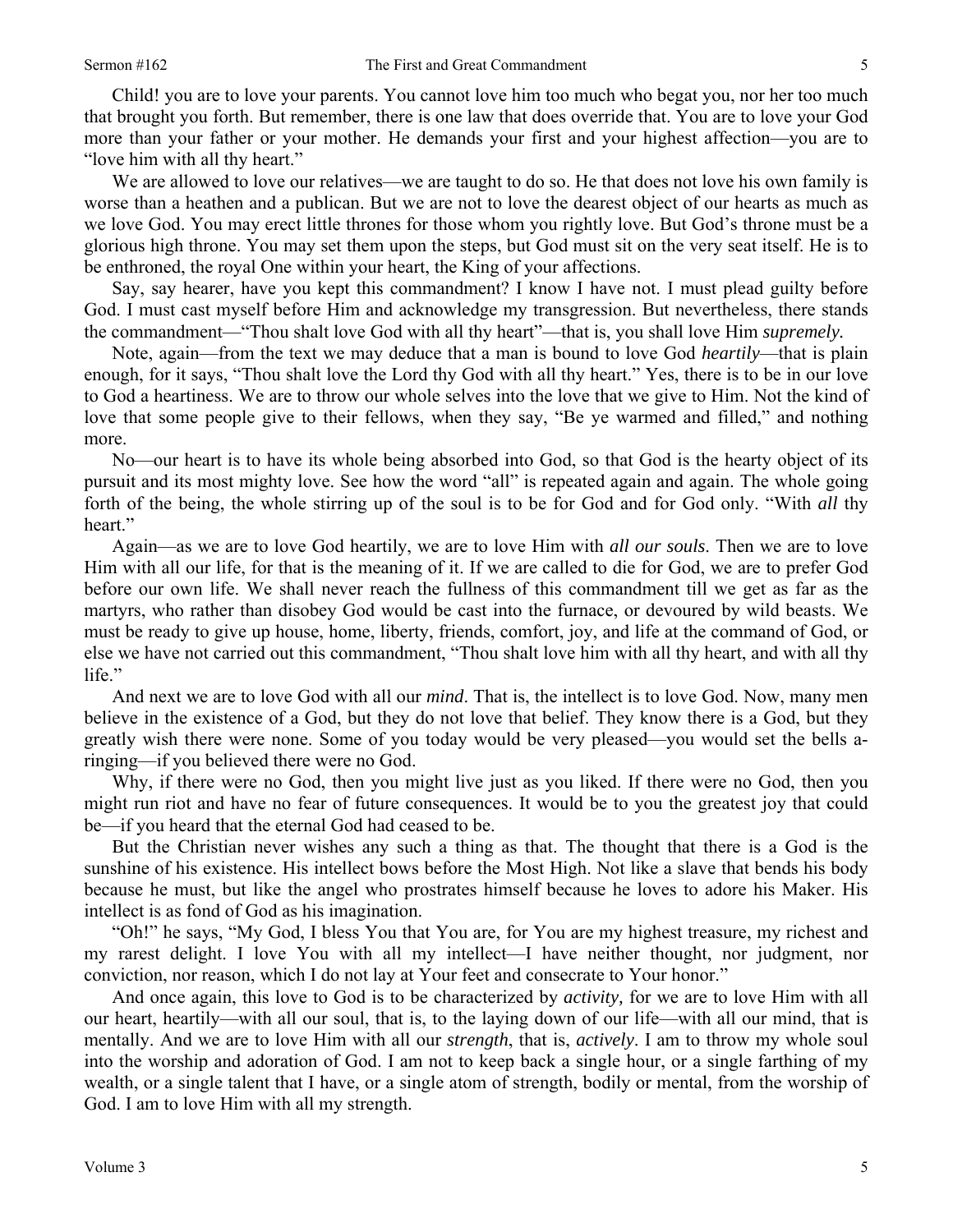Child! you are to love your parents. You cannot love him too much who begat you, nor her too much that brought you forth. But remember, there is one law that does override that. You are to love your God more than your father or your mother. He demands your first and your highest affection—you are to "love him with all thy heart."

We are allowed to love our relatives—we are taught to do so. He that does not love his own family is worse than a heathen and a publican. But we are not to love the dearest object of our hearts as much as we love God. You may erect little thrones for those whom you rightly love. But God's throne must be a glorious high throne. You may set them upon the steps, but God must sit on the very seat itself. He is to be enthroned, the royal One within your heart, the King of your affections.

Say, say hearer, have you kept this commandment? I know I have not. I must plead guilty before God. I must cast myself before Him and acknowledge my transgression. But nevertheless, there stands the commandment—"Thou shalt love God with all thy heart"—that is, you shall love Him *supremely.*

Note, again—from the text we may deduce that a man is bound to love God *heartily*—that is plain enough, for it says, "Thou shalt love the Lord thy God with all thy heart." Yes, there is to be in our love to God a heartiness. We are to throw our whole selves into the love that we give to Him. Not the kind of love that some people give to their fellows, when they say, "Be ye warmed and filled," and nothing more.

No—our heart is to have its whole being absorbed into God, so that God is the hearty object of its pursuit and its most mighty love. See how the word "all" is repeated again and again. The whole going forth of the being, the whole stirring up of the soul is to be for God and for God only. "With *all* thy heart."

Again—as we are to love God heartily, we are to love Him with *all our souls*. Then we are to love Him with all our life, for that is the meaning of it. If we are called to die for God, we are to prefer God before our own life. We shall never reach the fullness of this commandment till we get as far as the martyrs, who rather than disobey God would be cast into the furnace, or devoured by wild beasts. We must be ready to give up house, home, liberty, friends, comfort, joy, and life at the command of God, or else we have not carried out this commandment, "Thou shalt love him with all thy heart, and with all thy life."

And next we are to love God with all our *mind*. That is, the intellect is to love God. Now, many men believe in the existence of a God, but they do not love that belief. They know there is a God, but they greatly wish there were none. Some of you today would be very pleased—you would set the bells a-ringing—if you believed there were no God.

Why, if there were no God, then you might live just as you liked. If there were no God, then you might run riot and have no fear of future consequences. It would be to you the greatest joy that could be—if you heard that the eternal God had ceased to be.

But the Christian never wishes any such a thing as that. The thought that there is a God is the sunshine of his existence. His intellect bows before the Most High. Not like a slave that bends his body because he must, but like the angel who prostrates himself because he loves to adore his Maker. His intellect is as fond of God as his imagination.

"Oh!" he says, "My God, I bless You that You are, for You are my highest treasure, my richest and my rarest delight. I love You with all my intellect—I have neither thought, nor judgment, nor conviction, nor reason, which I do not lay at Your feet and consecrate to Your honor."

And once again, this love to God is to be characterized by *activity,* for we are to love Him with all our heart, heartily—with all our soul, that is, to the laying down of our life—with all our mind, that is mentally. And we are to love Him with all our *strength*, that is, *actively*. I am to throw my whole soul into the worship and adoration of God. I am not to keep back a single hour, or a single farthing of my wealth, or a single talent that I have, or a single atom of strength, bodily or mental, from the worship of God. I am to love Him with all my strength.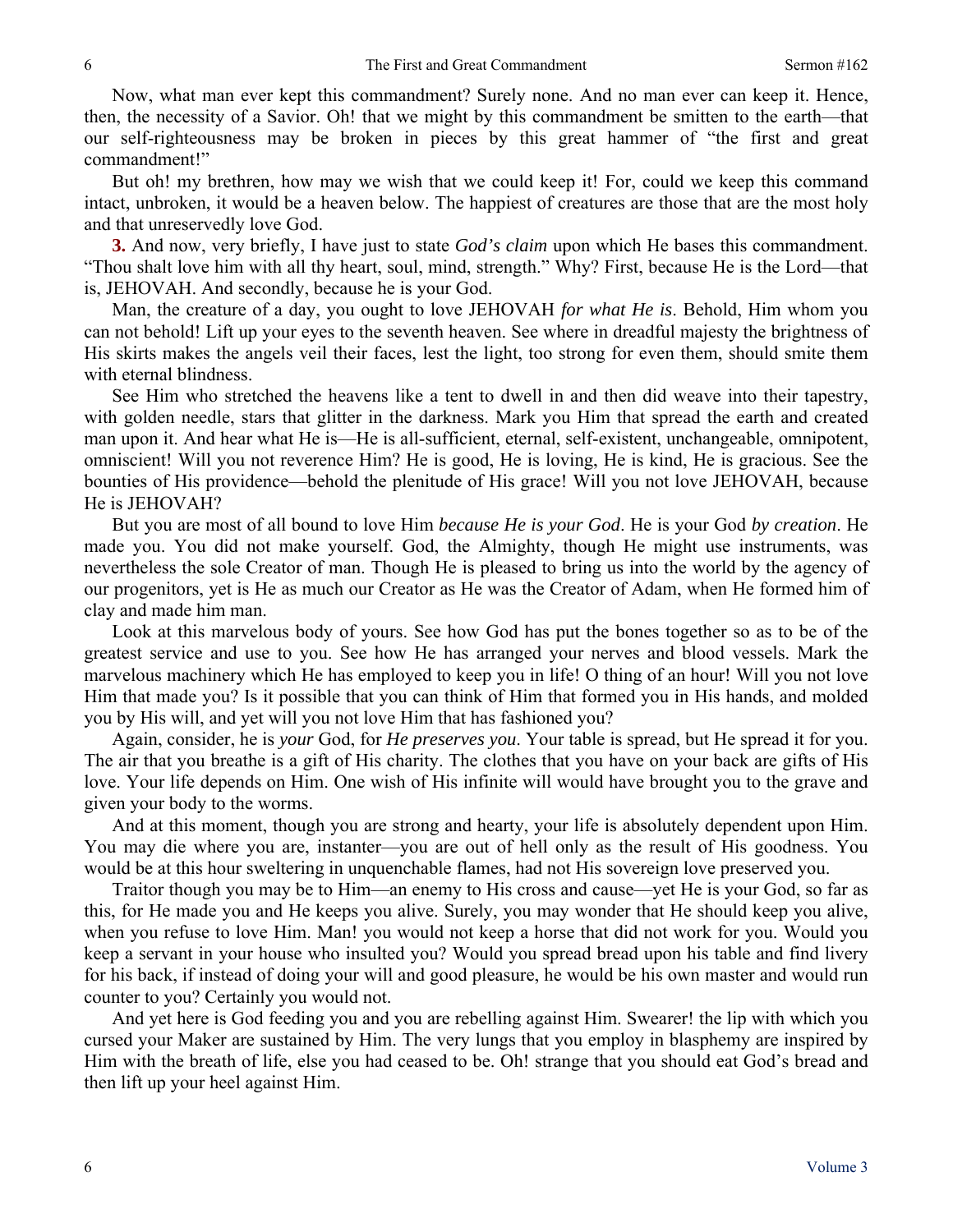Now, what man ever kept this commandment? Surely none. And no man ever can keep it. Hence, then, the necessity of a Savior. Oh! that we might by this commandment be smitten to the earth—that our self-righteousness may be broken in pieces by this great hammer of "the first and great commandment!"

But oh! my brethren, how may we wish that we could keep it! For, could we keep this command intact, unbroken, it would be a heaven below. The happiest of creatures are those that are the most holy and that unreservedly love God.

**3.** And now, very briefly, I have just to state *God's claim* upon which He bases this commandment. "Thou shalt love him with all thy heart, soul, mind, strength." Why? First, because He is the Lord—that is, JEHOVAH. And secondly, because he is your God.

Man, the creature of a day, you ought to love JEHOVAH *for what He is*. Behold, Him whom you can not behold! Lift up your eyes to the seventh heaven. See where in dreadful majesty the brightness of His skirts makes the angels veil their faces, lest the light, too strong for even them, should smite them with eternal blindness.

See Him who stretched the heavens like a tent to dwell in and then did weave into their tapestry, with golden needle, stars that glitter in the darkness. Mark you Him that spread the earth and created man upon it. And hear what He is—He is all-sufficient, eternal, self-existent, unchangeable, omnipotent, omniscient! Will you not reverence Him? He is good, He is loving, He is kind, He is gracious. See the bounties of His providence—behold the plenitude of His grace! Will you not love JEHOVAH, because He is JEHOVAH?

But you are most of all bound to love Him *because He is your God*. He is your God *by creation*. He made you. You did not make yourself. God, the Almighty, though He might use instruments, was nevertheless the sole Creator of man. Though He is pleased to bring us into the world by the agency of our progenitors, yet is He as much our Creator as He was the Creator of Adam, when He formed him of clay and made him man.

Look at this marvelous body of yours. See how God has put the bones together so as to be of the greatest service and use to you. See how He has arranged your nerves and blood vessels. Mark the marvelous machinery which He has employed to keep you in life! O thing of an hour! Will you not love Him that made you? Is it possible that you can think of Him that formed you in His hands, and molded you by His will, and yet will you not love Him that has fashioned you?

Again, consider, he is *your* God, for *He preserves you*. Your table is spread, but He spread it for you. The air that you breathe is a gift of His charity. The clothes that you have on your back are gifts of His love. Your life depends on Him. One wish of His infinite will would have brought you to the grave and given your body to the worms.

And at this moment, though you are strong and hearty, your life is absolutely dependent upon Him. You may die where you are, instanter—you are out of hell only as the result of His goodness. You would be at this hour sweltering in unquenchable flames, had not His sovereign love preserved you.

Traitor though you may be to Him—an enemy to His cross and cause—yet He is your God, so far as this, for He made you and He keeps you alive. Surely, you may wonder that He should keep you alive, when you refuse to love Him. Man! you would not keep a horse that did not work for you. Would you keep a servant in your house who insulted you? Would you spread bread upon his table and find livery for his back, if instead of doing your will and good pleasure, he would be his own master and would run counter to you? Certainly you would not.

And yet here is God feeding you and you are rebelling against Him. Swearer! the lip with which you cursed your Maker are sustained by Him. The very lungs that you employ in blasphemy are inspired by Him with the breath of life, else you had ceased to be. Oh! strange that you should eat God's bread and then lift up your heel against Him.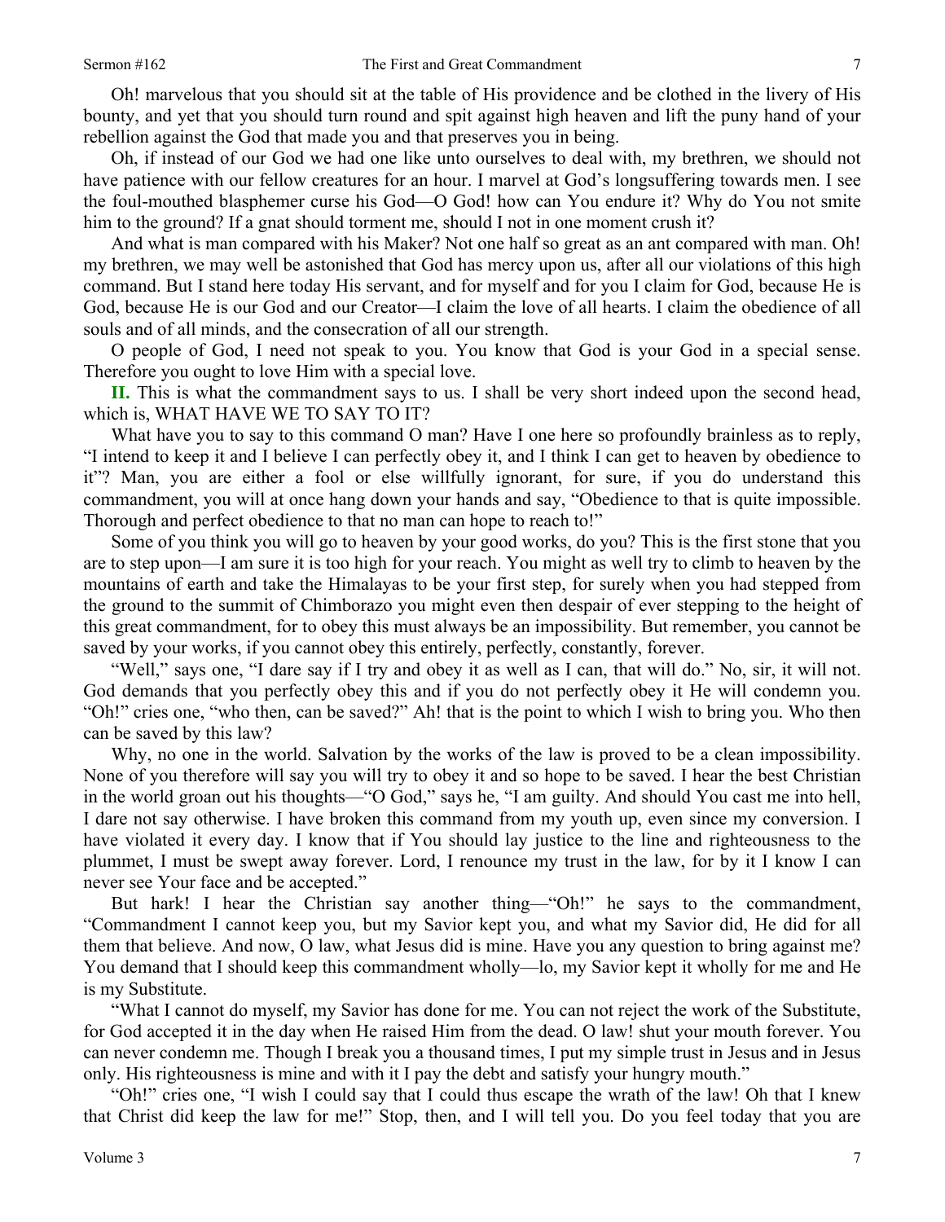Oh! marvelous that you should sit at the table of His providence and be clothed in the livery of His bounty, and yet that you should turn round and spit against high heaven and lift the puny hand of your rebellion against the God that made you and that preserves you in being.

Oh, if instead of our God we had one like unto ourselves to deal with, my brethren, we should not have patience with our fellow creatures for an hour. I marvel at God's longsuffering towards men. I see the foul-mouthed blasphemer curse his God—O God! how can You endure it? Why do You not smite him to the ground? If a gnat should torment me, should I not in one moment crush it?

And what is man compared with his Maker? Not one half so great as an ant compared with man. Oh! my brethren, we may well be astonished that God has mercy upon us, after all our violations of this high command. But I stand here today His servant, and for myself and for you I claim for God, because He is God, because He is our God and our Creator—I claim the love of all hearts. I claim the obedience of all souls and of all minds, and the consecration of all our strength.

O people of God, I need not speak to you. You know that God is your God in a special sense. Therefore you ought to love Him with a special love.

**II.** This is what the commandment says to us. I shall be very short indeed upon the second head, which is, WHAT HAVE WE TO SAY TO IT?

What have you to say to this command O man? Have I one here so profoundly brainless as to reply, "I intend to keep it and I believe I can perfectly obey it, and I think I can get to heaven by obedience to it"? Man, you are either a fool or else willfully ignorant, for sure, if you do understand this commandment, you will at once hang down your hands and say, "Obedience to that is quite impossible. Thorough and perfect obedience to that no man can hope to reach to!"

Some of you think you will go to heaven by your good works, do you? This is the first stone that you are to step upon—I am sure it is too high for your reach. You might as well try to climb to heaven by the mountains of earth and take the Himalayas to be your first step, for surely when you had stepped from the ground to the summit of Chimborazo you might even then despair of ever stepping to the height of this great commandment, for to obey this must always be an impossibility. But remember, you cannot be saved by your works, if you cannot obey this entirely, perfectly, constantly, forever.

"Well," says one, "I dare say if I try and obey it as well as I can, that will do." No, sir, it will not. God demands that you perfectly obey this and if you do not perfectly obey it He will condemn you. "Oh!" cries one, "who then, can be saved?" Ah! that is the point to which I wish to bring you. Who then can be saved by this law?

Why, no one in the world. Salvation by the works of the law is proved to be a clean impossibility. None of you therefore will say you will try to obey it and so hope to be saved. I hear the best Christian in the world groan out his thoughts—"O God," says he, "I am guilty. And should You cast me into hell, I dare not say otherwise. I have broken this command from my youth up, even since my conversion. I have violated it every day. I know that if You should lay justice to the line and righteousness to the plummet, I must be swept away forever. Lord, I renounce my trust in the law, for by it I know I can never see Your face and be accepted."

But hark! I hear the Christian say another thing—"Oh!" he says to the commandment, "Commandment I cannot keep you, but my Savior kept you, and what my Savior did, He did for all them that believe. And now, O law, what Jesus did is mine. Have you any question to bring against me? You demand that I should keep this commandment wholly—lo, my Savior kept it wholly for me and He is my Substitute.

"What I cannot do myself, my Savior has done for me. You can not reject the work of the Substitute, for God accepted it in the day when He raised Him from the dead. O law! shut your mouth forever. You can never condemn me. Though I break you a thousand times, I put my simple trust in Jesus and in Jesus only. His righteousness is mine and with it I pay the debt and satisfy your hungry mouth."

"Oh!" cries one, "I wish I could say that I could thus escape the wrath of the law! Oh that I knew that Christ did keep the law for me!" Stop, then, and I will tell you. Do you feel today that you are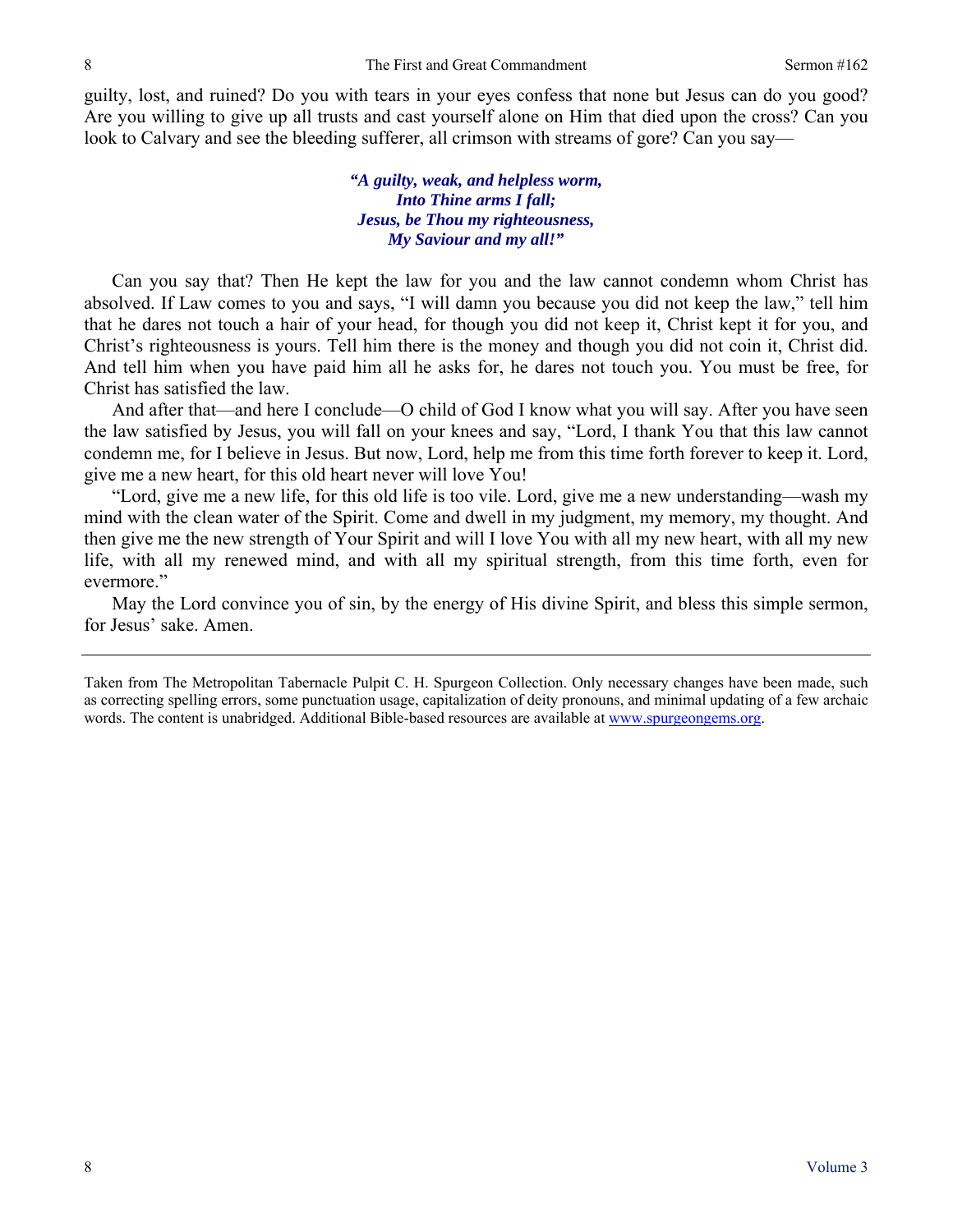guilty, lost, and ruined? Do you with tears in your eyes confess that none but Jesus can do you good? Are you willing to give up all trusts and cast yourself alone on Him that died upon the cross? Can you look to Calvary and see the bleeding sufferer, all crimson with streams of gore? Can you say—

> ***"A guilty, weak, and helpless worm,***
> ***Into Thine arms I fall;***
> ***Jesus, be Thou my righteousness,***
> ***My Saviour and my all!"***

Can you say that? Then He kept the law for you and the law cannot condemn whom Christ has absolved. If Law comes to you and says, "I will damn you because you did not keep the law," tell him that he dares not touch a hair of your head, for though you did not keep it, Christ kept it for you, and Christ's righteousness is yours. Tell him there is the money and though you did not coin it, Christ did. And tell him when you have paid him all he asks for, he dares not touch you. You must be free, for Christ has satisfied the law.

And after that—and here I conclude—O child of God I know what you will say. After you have seen the law satisfied by Jesus, you will fall on your knees and say, "Lord, I thank You that this law cannot condemn me, for I believe in Jesus. But now, Lord, help me from this time forth forever to keep it. Lord, give me a new heart, for this old heart never will love You!

"Lord, give me a new life, for this old life is too vile. Lord, give me a new understanding—wash my mind with the clean water of the Spirit. Come and dwell in my judgment, my memory, my thought. And then give me the new strength of Your Spirit and will I love You with all my new heart, with all my new life, with all my renewed mind, and with all my spiritual strength, from this time forth, even for evermore."

May the Lord convince you of sin, by the energy of His divine Spirit, and bless this simple sermon, for Jesus' sake. Amen.

---

Taken from The Metropolitan Tabernacle Pulpit C. H. Spurgeon Collection. Only necessary changes have been made, such as correcting spelling errors, some punctuation usage, capitalization of deity pronouns, and minimal updating of a few archaic words. The content is unabridged. Additional Bible-based resources are available at www.spurgeongems.org.